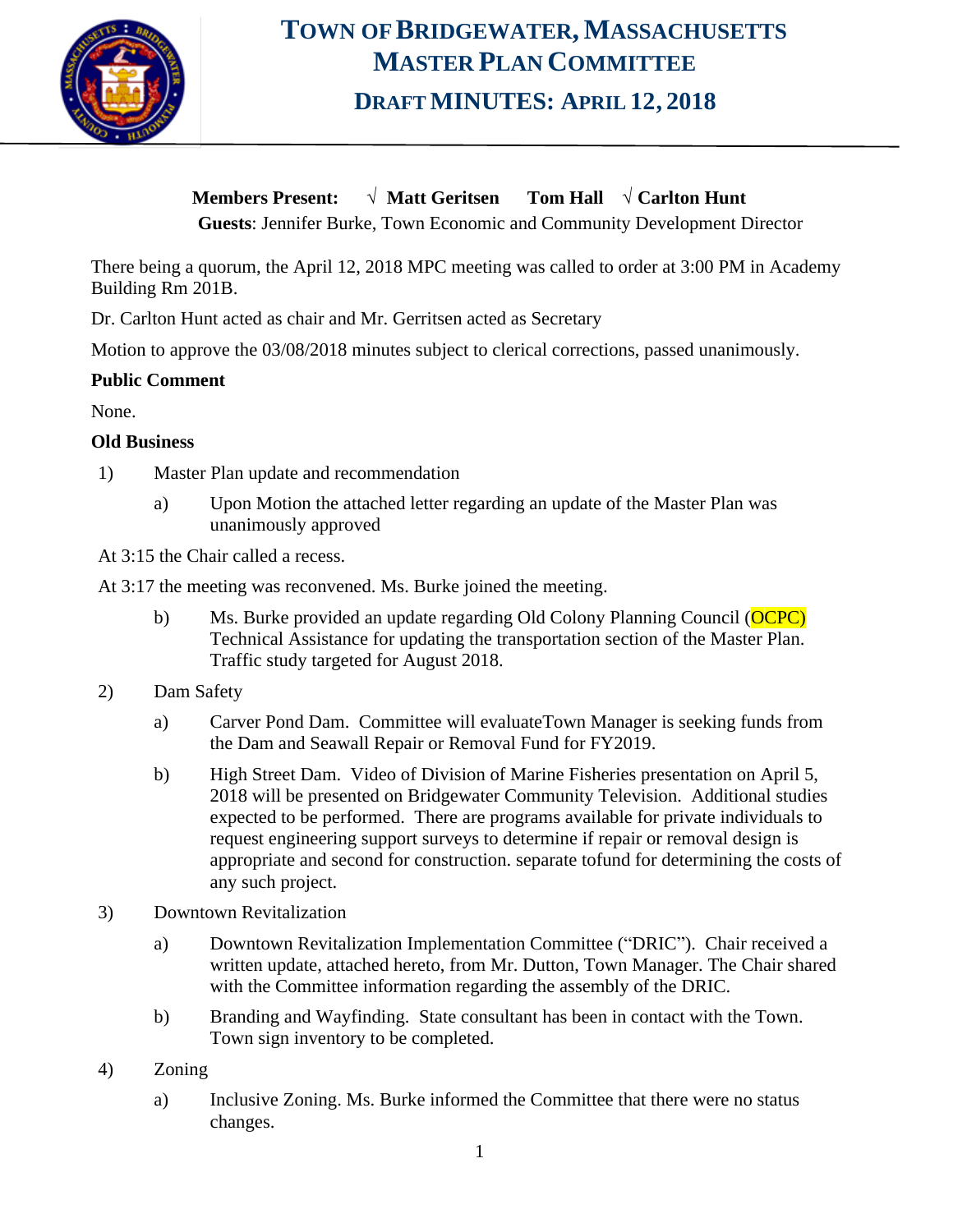# Town of Bridgewater, Massachusetts
# Master Plan Committee
## Draft Minutes: April 12, 2018

**Members Present:** √ **Matt Geritsen** **Tom Hall** √ **Carlton Hunt**

**Guests**: Jennifer Burke, Town Economic and Community Development Director

There being a quorum, the April 12, 2018 MPC meeting was called to order at 3:00 PM in Academy Building Rm 201B.

Dr. Carlton Hunt acted as chair and Mr. Gerritsen acted as Secretary

Motion to approve the 03/08/2018 minutes subject to clerical corrections, passed unanimously.

**Public Comment**

None.

**Old Business**

1) Master Plan update and recommendation

   a) Upon Motion the attached letter regarding an update of the Master Plan was unanimously approved

At 3:15 the Chair called a recess.

At 3:17 the meeting was reconvened. Ms. Burke joined the meeting.

   b) Ms. Burke provided an update regarding Old Colony Planning Council (OCPC) Technical Assistance for updating the transportation section of the Master Plan. Traffic study targeted for August 2018.

2) Dam Safety

   a) Carver Pond Dam. Committee will evaluateTown Manager is seeking funds from the Dam and Seawall Repair or Removal Fund for FY2019.

   b) High Street Dam. Video of Division of Marine Fisheries presentation on April 5, 2018 will be presented on Bridgewater Community Television. Additional studies expected to be performed. There are programs available for private individuals to request engineering support surveys to determine if repair or removal design is appropriate and second for construction. separate tofund for determining the costs of any such project.

3) Downtown Revitalization

   a) Downtown Revitalization Implementation Committee ("DRIC"). Chair received a written update, attached hereto, from Mr. Dutton, Town Manager. The Chair shared with the Committee information regarding the assembly of the DRIC.

   b) Branding and Wayfinding. State consultant has been in contact with the Town. Town sign inventory to be completed.

4) Zoning

   a) Inclusive Zoning. Ms. Burke informed the Committee that there were no status changes.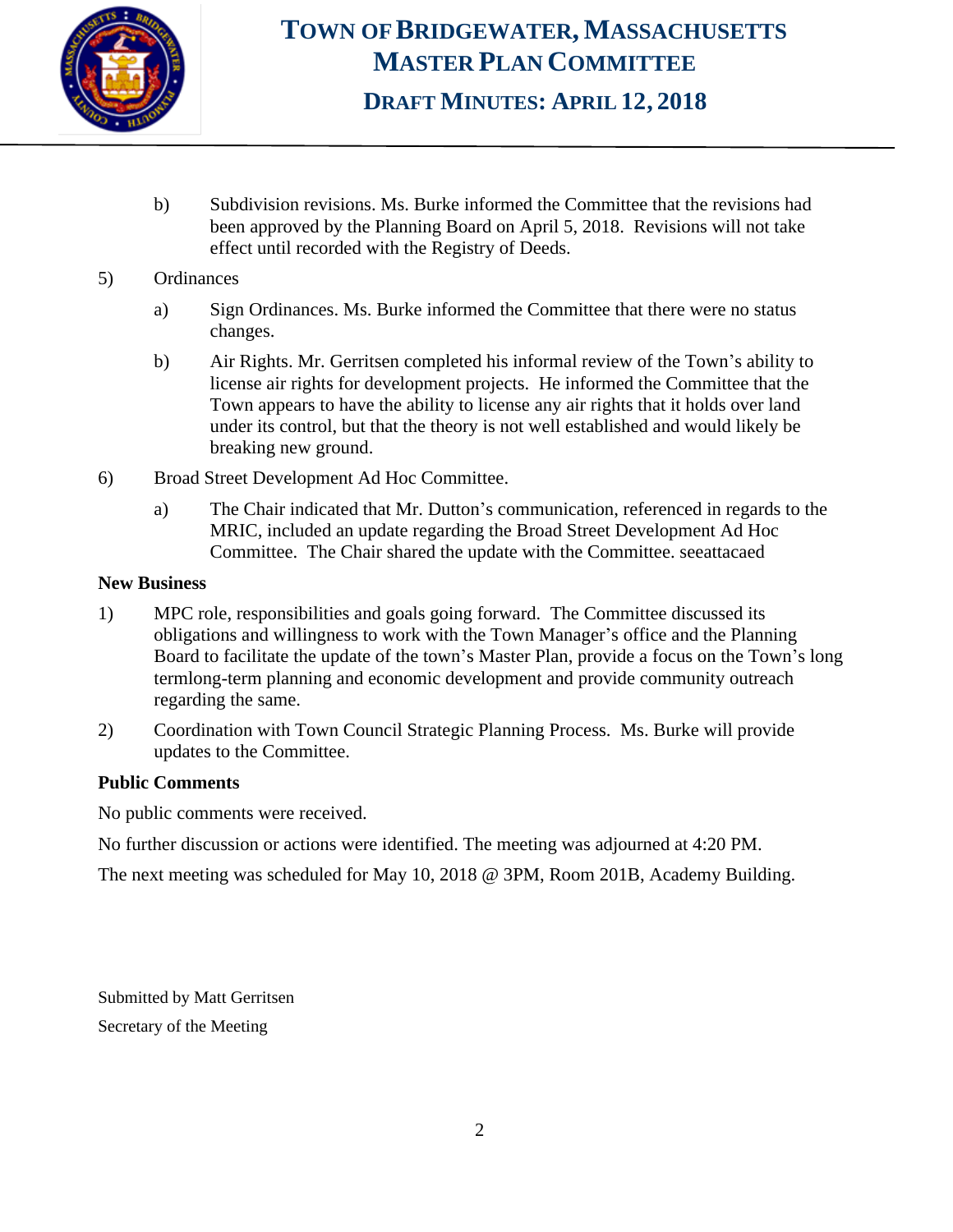b) Subdivision revisions. Ms. Burke informed the Committee that the revisions had been approved by the Planning Board on April 5, 2018. Revisions will not take effect until recorded with the Registry of Deeds.

5) Ordinances

a) Sign Ordinances. Ms. Burke informed the Committee that there were no status changes.

b) Air Rights. Mr. Gerritsen completed his informal review of the Town's ability to license air rights for development projects. He informed the Committee that the Town appears to have the ability to license any air rights that it holds over land under its control, but that the theory is not well established and would likely be breaking new ground.

6) Broad Street Development Ad Hoc Committee.

a) The Chair indicated that Mr. Dutton's communication, referenced in regards to the MRIC, included an update regarding the Broad Street Development Ad Hoc Committee. The Chair shared the update with the Committee. seeattacaed

**New Business**

1) MPC role, responsibilities and goals going forward. The Committee discussed its obligations and willingness to work with the Town Manager's office and the Planning Board to facilitate the update of the town's Master Plan, provide a focus on the Town's long termlong-term planning and economic development and provide community outreach regarding the same.

2) Coordination with Town Council Strategic Planning Process. Ms. Burke will provide updates to the Committee.

**Public Comments**

No public comments were received.

No further discussion or actions were identified. The meeting was adjourned at 4:20 PM.

The next meeting was scheduled for May 10, 2018 @ 3PM, Room 201B, Academy Building.

Submitted by Matt Gerritsen

Secretary of the Meeting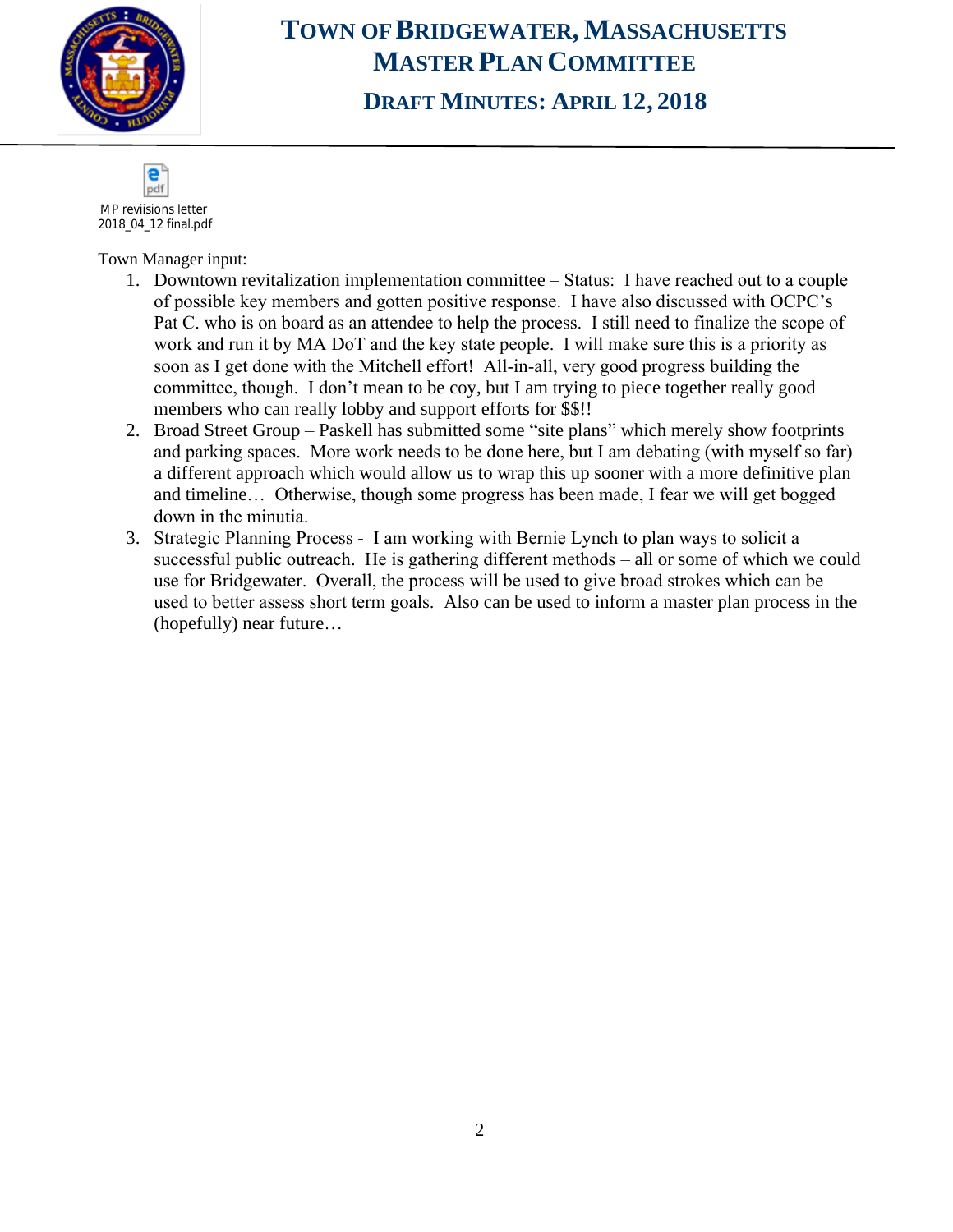MP reviisions letter 2018_04_12 final.pdf

Town Manager input:

1. Downtown revitalization implementation committee – Status: I have reached out to a couple of possible key members and gotten positive response. I have also discussed with OCPC's Pat C. who is on board as an attendee to help the process. I still need to finalize the scope of work and run it by MA DoT and the key state people. I will make sure this is a priority as soon as I get done with the Mitchell effort! All-in-all, very good progress building the committee, though. I don't mean to be coy, but I am trying to piece together really good members who can really lobby and support efforts for $$!!
2. Broad Street Group – Paskell has submitted some "site plans" which merely show footprints and parking spaces. More work needs to be done here, but I am debating (with myself so far) a different approach which would allow us to wrap this up sooner with a more definitive plan and timeline… Otherwise, though some progress has been made, I fear we will get bogged down in the minutia.
3. Strategic Planning Process - I am working with Bernie Lynch to plan ways to solicit a successful public outreach. He is gathering different methods – all or some of which we could use for Bridgewater. Overall, the process will be used to give broad strokes which can be used to better assess short term goals. Also can be used to inform a master plan process in the (hopefully) near future…